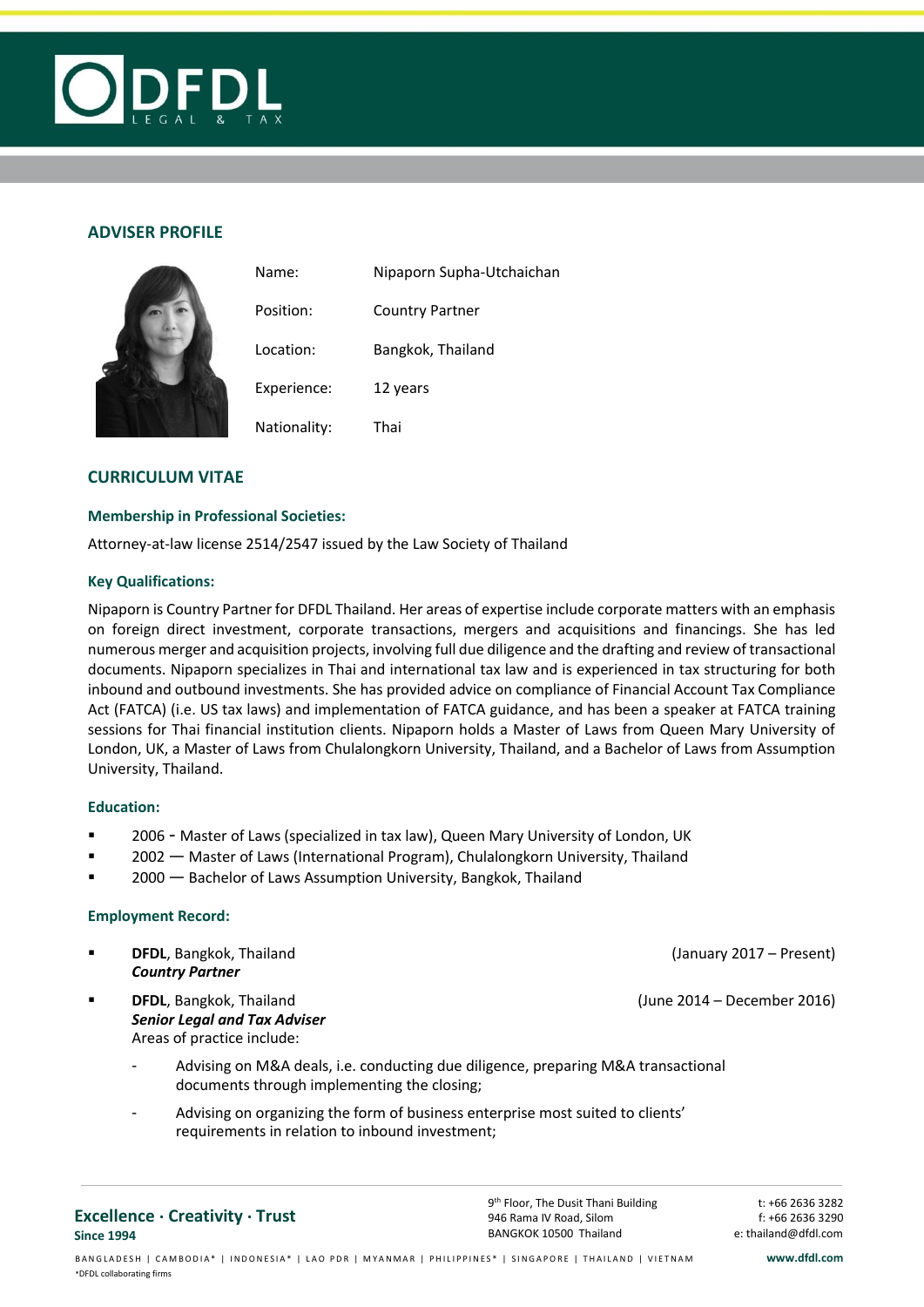## ADVISER PROFILE

| | |
|---|---|
| Name: | Nipaporn Supha-Utchaichan |
| Position: | Country Partner |
| Location: | Bangkok, Thailand |
| Experience: | 12 years |
| Nationality: | Thai |

## CURRICULUM VITAE

### Membership in Professional Societies:

Attorney-at-law license 2514/2547 issued by the Law Society of Thailand

### Key Qualifications:

Nipaporn is Country Partner for DFDL Thailand. Her areas of expertise include corporate matters with an emphasis on foreign direct investment, corporate transactions, mergers and acquisitions and financings. She has led numerous merger and acquisition projects, involving full due diligence and the drafting and review of transactional documents. Nipaporn specializes in Thai and international tax law and is experienced in tax structuring for both inbound and outbound investments. She has provided advice on compliance of Financial Account Tax Compliance Act (FATCA) (i.e. US tax laws) and implementation of FATCA guidance, and has been a speaker at FATCA training sessions for Thai financial institution clients. Nipaporn holds a Master of Laws from Queen Mary University of London, UK, a Master of Laws from Chulalongkorn University, Thailand, and a Bachelor of Laws from Assumption University, Thailand.

### Education:

- 2006 - Master of Laws (specialized in tax law), Queen Mary University of London, UK
- 2002 — Master of Laws (International Program), Chulalongkorn University, Thailand
- 2000 — Bachelor of Laws Assumption University, Bangkok, Thailand

### Employment Record:

- **DFDL**, Bangkok, Thailand (January 2017 – Present)
  ***Country Partner***
- **DFDL**, Bangkok, Thailand (June 2014 – December 2016)
  ***Senior Legal and Tax Adviser***
  Areas of practice include:
  - Advising on M&A deals, i.e. conducting due diligence, preparing M&A transactional documents through implementing the closing;
  - Advising on organizing the form of business enterprise most suited to clients' requirements in relation to inbound investment;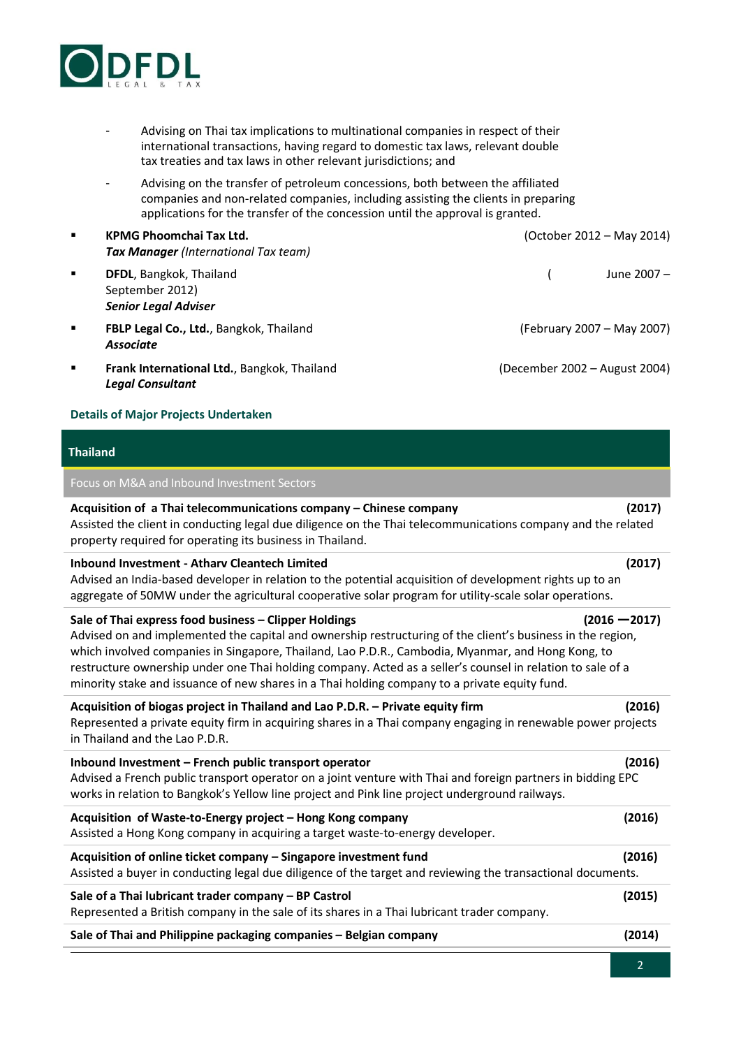- Advising on Thai tax implications to multinational companies in respect of their international transactions, having regard to domestic tax laws, relevant double tax treaties and tax laws in other relevant jurisdictions; and
- Advising on the transfer of petroleum concessions, both between the affiliated companies and non-related companies, including assisting the clients in preparing applications for the transfer of the concession until the approval is granted.

- **KPMG Phoomchai Tax Ltd.** (October 2012 – May 2014)
  ***Tax Manager*** *(International Tax team)*
- **DFDL**, Bangkok, Thailand (June 2007 – September 2012)
  ***Senior Legal Adviser***
- **FBLP Legal Co., Ltd.**, Bangkok, Thailand (February 2007 – May 2007)
  ***Associate***
- **Frank International Ltd.**, Bangkok, Thailand (December 2002 – August 2004)
  ***Legal Consultant***

## Details of Major Projects Undertaken

### Thailand

Focus on M&A and Inbound Investment Sectors

**Acquisition of a Thai telecommunications company – Chinese company** **(2017)**
Assisted the client in conducting legal due diligence on the Thai telecommunications company and the related property required for operating its business in Thailand.

**Inbound Investment - Atharv Cleantech Limited** **(2017)**
Advised an India-based developer in relation to the potential acquisition of development rights up to an aggregate of 50MW under the agricultural cooperative solar program for utility-scale solar operations.

**Sale of Thai express food business – Clipper Holdings** **(2016 —2017)**
Advised on and implemented the capital and ownership restructuring of the client's business in the region, which involved companies in Singapore, Thailand, Lao P.D.R., Cambodia, Myanmar, and Hong Kong, to restructure ownership under one Thai holding company. Acted as a seller's counsel in relation to sale of a minority stake and issuance of new shares in a Thai holding company to a private equity fund.

**Acquisition of biogas project in Thailand and Lao P.D.R. – Private equity firm** **(2016)**
Represented a private equity firm in acquiring shares in a Thai company engaging in renewable power projects in Thailand and the Lao P.D.R.

**Inbound Investment – French public transport operator** **(2016)**
Advised a French public transport operator on a joint venture with Thai and foreign partners in bidding EPC works in relation to Bangkok's Yellow line project and Pink line project underground railways.

**Acquisition of Waste-to-Energy project – Hong Kong company** **(2016)**
Assisted a Hong Kong company in acquiring a target waste-to-energy developer.

**Acquisition of online ticket company – Singapore investment fund** **(2016)**
Assisted a buyer in conducting legal due diligence of the target and reviewing the transactional documents.

**Sale of a Thai lubricant trader company – BP Castrol** **(2015)**
Represented a British company in the sale of its shares in a Thai lubricant trader company.

**Sale of Thai and Philippine packaging companies – Belgian company** **(2014)**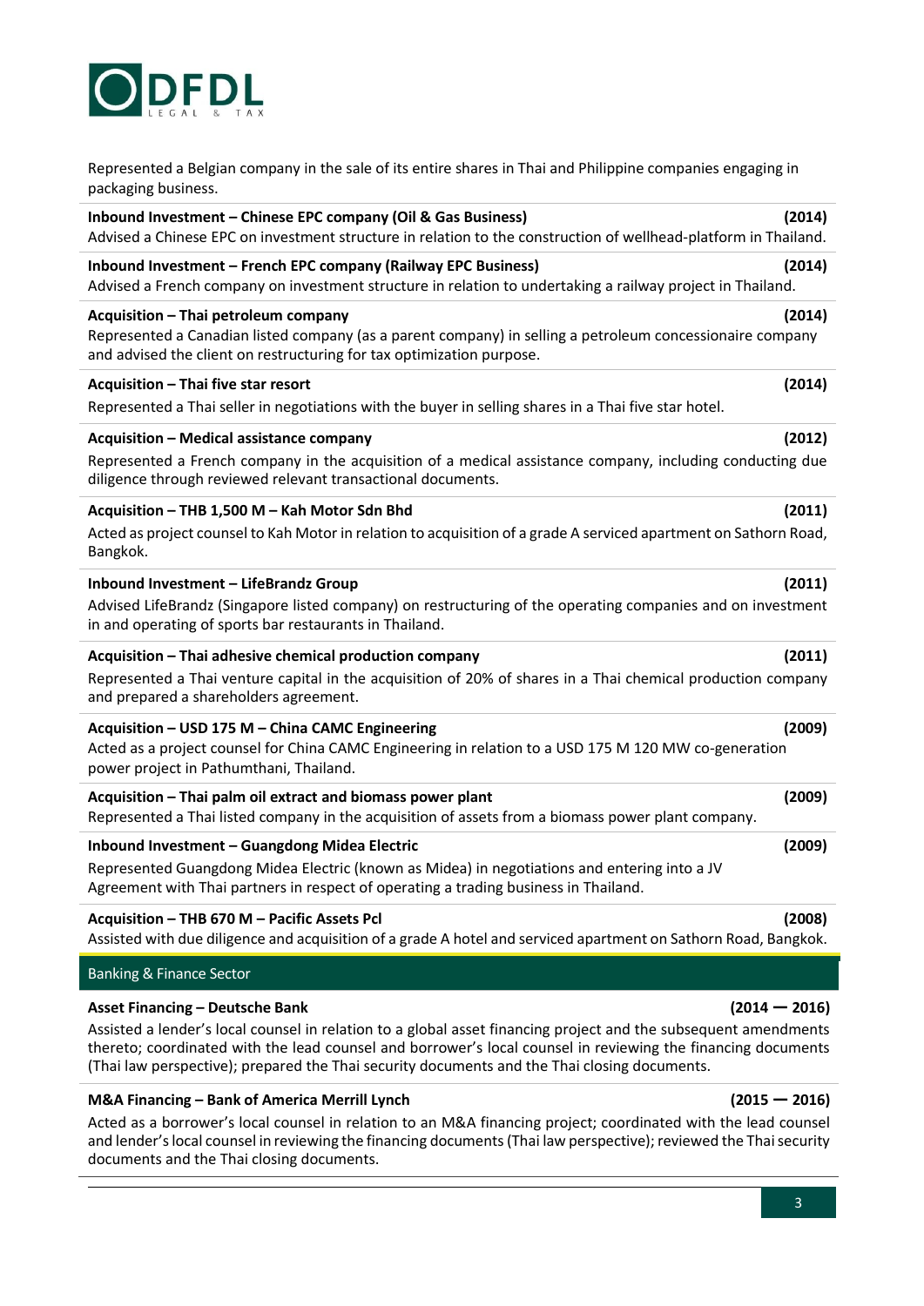Represented a Belgian company in the sale of its entire shares in Thai and Philippine companies engaging in packaging business.

**Inbound Investment – Chinese EPC company (Oil & Gas Business)** **(2014)**
Advised a Chinese EPC on investment structure in relation to the construction of wellhead-platform in Thailand.

**Inbound Investment – French EPC company (Railway EPC Business)** **(2014)**
Advised a French company on investment structure in relation to undertaking a railway project in Thailand.

**Acquisition – Thai petroleum company** **(2014)**
Represented a Canadian listed company (as a parent company) in selling a petroleum concessionaire company and advised the client on restructuring for tax optimization purpose.

**Acquisition – Thai five star resort** **(2014)**
Represented a Thai seller in negotiations with the buyer in selling shares in a Thai five star hotel.

**Acquisition – Medical assistance company** **(2012)**
Represented a French company in the acquisition of a medical assistance company, including conducting due diligence through reviewed relevant transactional documents.

**Acquisition – THB 1,500 M – Kah Motor Sdn Bhd** **(2011)**
Acted as project counsel to Kah Motor in relation to acquisition of a grade A serviced apartment on Sathorn Road, Bangkok.

**Inbound Investment – LifeBrandz Group** **(2011)**
Advised LifeBrandz (Singapore listed company) on restructuring of the operating companies and on investment in and operating of sports bar restaurants in Thailand.

**Acquisition – Thai adhesive chemical production company** **(2011)**
Represented a Thai venture capital in the acquisition of 20% of shares in a Thai chemical production company and prepared a shareholders agreement.

**Acquisition – USD 175 M – China CAMC Engineering** **(2009)**
Acted as a project counsel for China CAMC Engineering in relation to a USD 175 M 120 MW co-generation power project in Pathumthani, Thailand.

**Acquisition – Thai palm oil extract and biomass power plant** **(2009)**
Represented a Thai listed company in the acquisition of assets from a biomass power plant company.

**Inbound Investment – Guangdong Midea Electric** **(2009)**
Represented Guangdong Midea Electric (known as Midea) in negotiations and entering into a JV Agreement with Thai partners in respect of operating a trading business in Thailand.

**Acquisition – THB 670 M – Pacific Assets Pcl** **(2008)**
Assisted with due diligence and acquisition of a grade A hotel and serviced apartment on Sathorn Road, Bangkok.

## Banking & Finance Sector

**Asset Financing – Deutsche Bank** **(2014 — 2016)**
Assisted a lender's local counsel in relation to a global asset financing project and the subsequent amendments thereto; coordinated with the lead counsel and borrower's local counsel in reviewing the financing documents (Thai law perspective); prepared the Thai security documents and the Thai closing documents.

**M&A Financing – Bank of America Merrill Lynch** **(2015 — 2016)**
Acted as a borrower's local counsel in relation to an M&A financing project; coordinated with the lead counsel and lender's local counsel in reviewing the financing documents (Thai law perspective); reviewed the Thai security documents and the Thai closing documents.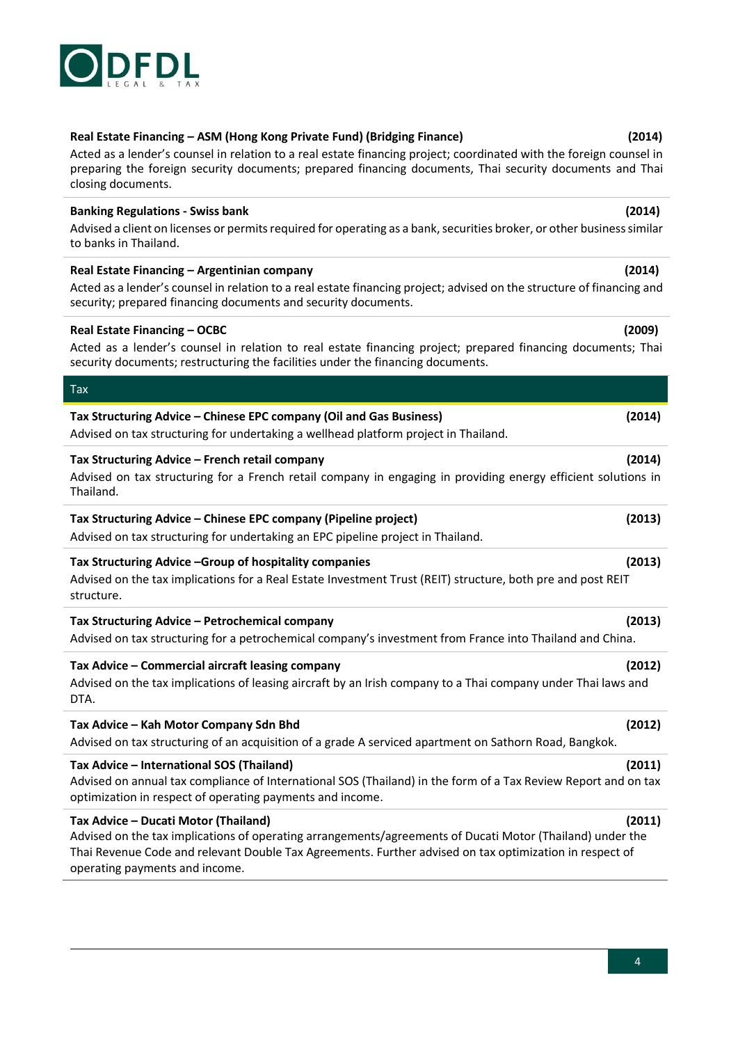**Real Estate Financing – ASM (Hong Kong Private Fund) (Bridging Finance)** **(2014)**

Acted as a lender's counsel in relation to a real estate financing project; coordinated with the foreign counsel in preparing the foreign security documents; prepared financing documents, Thai security documents and Thai closing documents.

**Banking Regulations - Swiss bank** **(2014)**

Advised a client on licenses or permits required for operating as a bank, securities broker, or other business similar to banks in Thailand.

**Real Estate Financing – Argentinian company** **(2014)**

Acted as a lender's counsel in relation to a real estate financing project; advised on the structure of financing and security; prepared financing documents and security documents.

**Real Estate Financing – OCBC** **(2009)**

Acted as a lender's counsel in relation to real estate financing project; prepared financing documents; Thai security documents; restructuring the facilities under the financing documents.

## Tax

**Tax Structuring Advice – Chinese EPC company (Oil and Gas Business)** **(2014)**

Advised on tax structuring for undertaking a wellhead platform project in Thailand.

**Tax Structuring Advice – French retail company** **(2014)**

Advised on tax structuring for a French retail company in engaging in providing energy efficient solutions in Thailand.

**Tax Structuring Advice – Chinese EPC company (Pipeline project)** **(2013)**

Advised on tax structuring for undertaking an EPC pipeline project in Thailand.

**Tax Structuring Advice –Group of hospitality companies** **(2013)**

Advised on the tax implications for a Real Estate Investment Trust (REIT) structure, both pre and post REIT structure.

**Tax Structuring Advice – Petrochemical company** **(2013)**

Advised on tax structuring for a petrochemical company's investment from France into Thailand and China.

**Tax Advice – Commercial aircraft leasing company** **(2012)**

Advised on the tax implications of leasing aircraft by an Irish company to a Thai company under Thai laws and DTA.

**Tax Advice – Kah Motor Company Sdn Bhd** **(2012)**

Advised on tax structuring of an acquisition of a grade A serviced apartment on Sathorn Road, Bangkok.

**Tax Advice – International SOS (Thailand)** **(2011)**

Advised on annual tax compliance of International SOS (Thailand) in the form of a Tax Review Report and on tax optimization in respect of operating payments and income.

**Tax Advice – Ducati Motor (Thailand)** **(2011)**

Advised on the tax implications of operating arrangements/agreements of Ducati Motor (Thailand) under the Thai Revenue Code and relevant Double Tax Agreements. Further advised on tax optimization in respect of operating payments and income.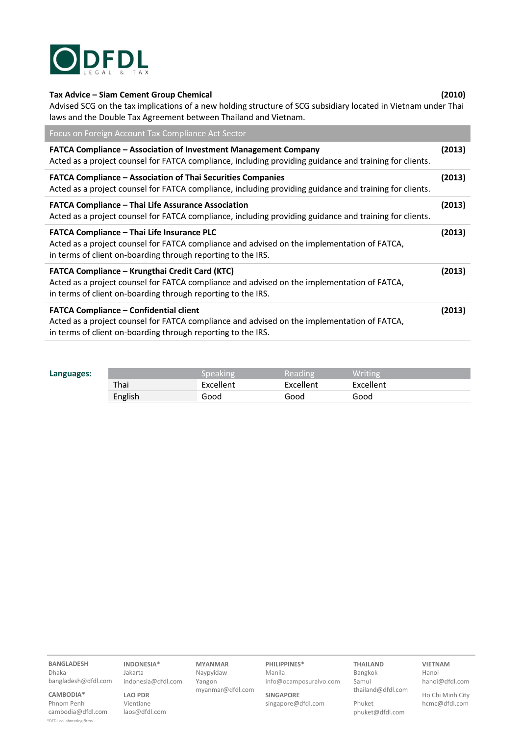**Tax Advice – Siam Cement Group Chemical** **(2010)**
Advised SCG on the tax implications of a new holding structure of SCG subsidiary located in Vietnam under Thai laws and the Double Tax Agreement between Thailand and Vietnam.

## Focus on Foreign Account Tax Compliance Act Sector

**FATCA Compliance – Association of Investment Management Company** **(2013)**
Acted as a project counsel for FATCA compliance, including providing guidance and training for clients.

**FATCA Compliance – Association of Thai Securities Companies** **(2013)**
Acted as a project counsel for FATCA compliance, including providing guidance and training for clients.

**FATCA Compliance – Thai Life Assurance Association** **(2013)**
Acted as a project counsel for FATCA compliance, including providing guidance and training for clients.

**FATCA Compliance – Thai Life Insurance PLC** **(2013)**
Acted as a project counsel for FATCA compliance and advised on the implementation of FATCA, in terms of client on-boarding through reporting to the IRS.

**FATCA Compliance – Krungthai Credit Card (KTC)** **(2013)**
Acted as a project counsel for FATCA compliance and advised on the implementation of FATCA, in terms of client on-boarding through reporting to the IRS.

**FATCA Compliance – Confidential client** **(2013)**
Acted as a project counsel for FATCA compliance and advised on the implementation of FATCA, in terms of client on-boarding through reporting to the IRS.

**Languages:**

| | Speaking | Reading | Writing |
|---|---|---|---|
| Thai | Excellent | Excellent | Excellent |
| English | Good | Good | Good |